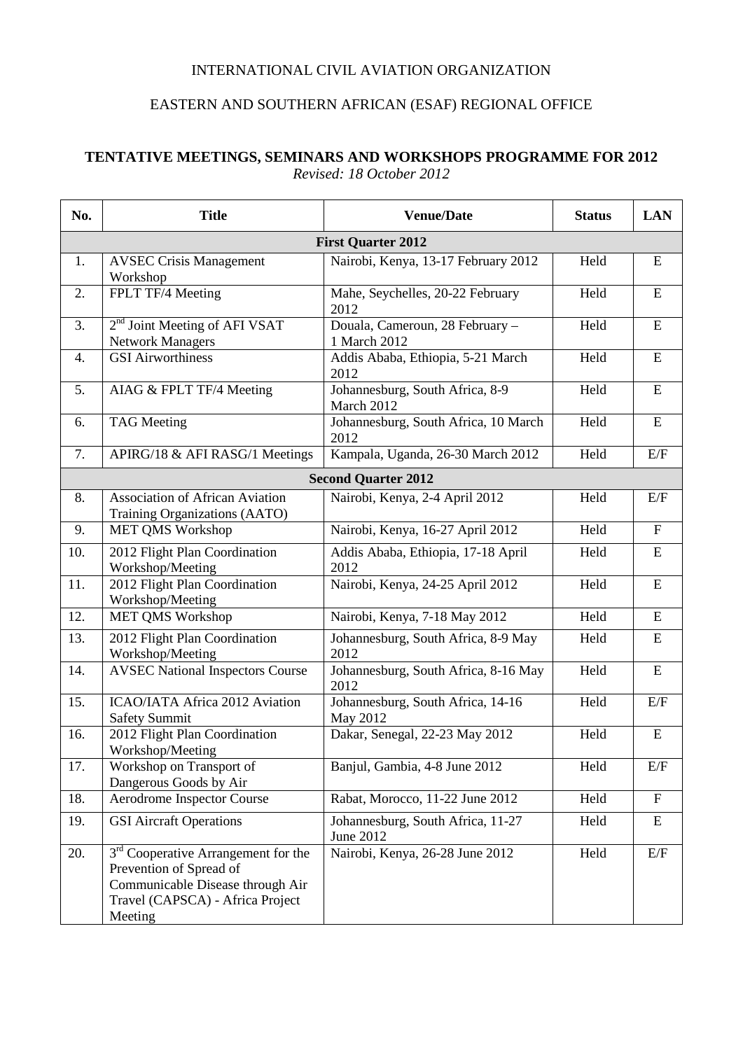INTERNATIONAL CIVIL AVIATION ORGANIZATION

EASTERN AND SOUTHERN AFRICAN (ESAF) REGIONAL OFFICE

**TENTATIVE MEETINGS, SEMINARS AND WORKSHOPS PROGRAMME FOR 2012**

*Revised: 18 October 2012*

| No. | Title | Venue/Date | Status | LAN |
|---|---|---|---|---|
| **First Quarter 2012** | | | | |
| 1. | AVSEC Crisis Management Workshop | Nairobi, Kenya, 13-17 February 2012 | Held | E |
| 2. | FPLT TF/4 Meeting | Mahe, Seychelles, 20-22 February 2012 | Held | E |
| 3. | 2nd Joint Meeting of AFI VSAT Network Managers | Douala, Cameroun, 28 February – 1 March 2012 | Held | E |
| 4. | GSI Airworthiness | Addis Ababa, Ethiopia, 5-21 March 2012 | Held | E |
| 5. | AIAG & FPLT TF/4 Meeting | Johannesburg, South Africa, 8-9 March 2012 | Held | E |
| 6. | TAG Meeting | Johannesburg, South Africa, 10 March 2012 | Held | E |
| 7. | APIRG/18 & AFI RASG/1 Meetings | Kampala, Uganda, 26-30 March 2012 | Held | E/F |
| **Second Quarter 2012** | | | | |
| 8. | Association of African Aviation Training Organizations (AATO) | Nairobi, Kenya, 2-4 April 2012 | Held | E/F |
| 9. | MET QMS Workshop | Nairobi, Kenya, 16-27 April 2012 | Held | F |
| 10. | 2012 Flight Plan Coordination Workshop/Meeting | Addis Ababa, Ethiopia, 17-18 April 2012 | Held | E |
| 11. | 2012 Flight Plan Coordination Workshop/Meeting | Nairobi, Kenya, 24-25 April 2012 | Held | E |
| 12. | MET QMS Workshop | Nairobi, Kenya, 7-18 May 2012 | Held | E |
| 13. | 2012 Flight Plan Coordination Workshop/Meeting | Johannesburg, South Africa, 8-9 May 2012 | Held | E |
| 14. | AVSEC National Inspectors Course | Johannesburg, South Africa, 8-16 May 2012 | Held | E |
| 15. | ICAO/IATA Africa 2012 Aviation Safety Summit | Johannesburg, South Africa, 14-16 May 2012 | Held | E/F |
| 16. | 2012 Flight Plan Coordination Workshop/Meeting | Dakar, Senegal, 22-23 May 2012 | Held | E |
| 17. | Workshop on Transport of Dangerous Goods by Air | Banjul, Gambia, 4-8 June 2012 | Held | E/F |
| 18. | Aerodrome Inspector Course | Rabat, Morocco, 11-22 June 2012 | Held | F |
| 19. | GSI Aircraft Operations | Johannesburg, South Africa, 11-27 June 2012 | Held | E |
| 20. | 3rd Cooperative Arrangement for the Prevention of Spread of Communicable Disease through Air Travel (CAPSCA) - Africa Project Meeting | Nairobi, Kenya, 26-28 June 2012 | Held | E/F |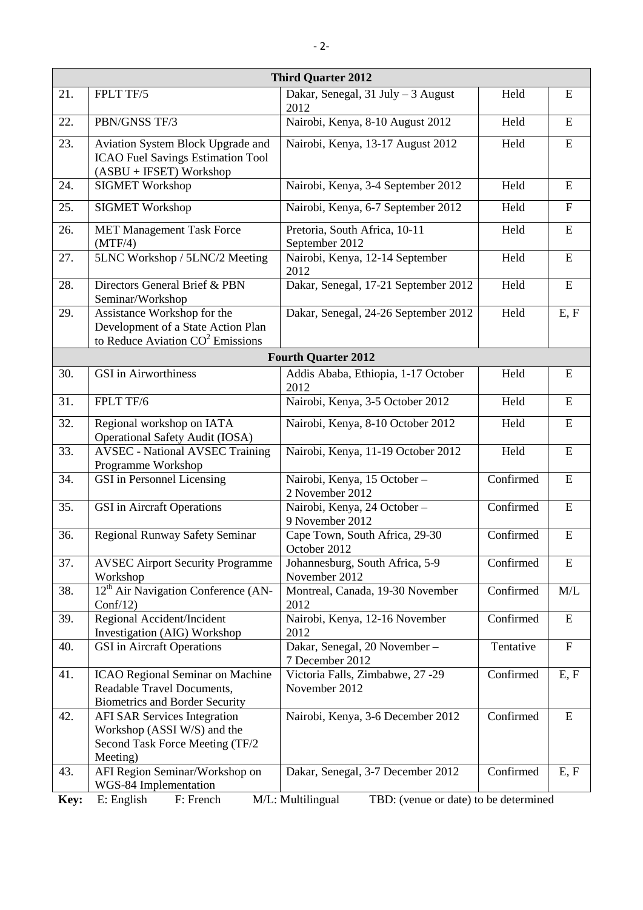| | | | | |
|---|---|---|---|---|
| **Third Quarter 2012** | | | | |
| 21. | FPLT TF/5 | Dakar, Senegal, 31 July – 3 August 2012 | Held | E |
| 22. | PBN/GNSS TF/3 | Nairobi, Kenya, 8-10 August 2012 | Held | E |
| 23. | Aviation System Block Upgrade and ICAO Fuel Savings Estimation Tool (ASBU + IFSET) Workshop | Nairobi, Kenya, 13-17 August 2012 | Held | E |
| 24. | SIGMET Workshop | Nairobi, Kenya, 3-4 September 2012 | Held | E |
| 25. | SIGMET Workshop | Nairobi, Kenya, 6-7 September 2012 | Held | F |
| 26. | MET Management Task Force (MTF/4) | Pretoria, South Africa, 10-11 September 2012 | Held | E |
| 27. | 5LNC Workshop / 5LNC/2 Meeting | Nairobi, Kenya, 12-14 September 2012 | Held | E |
| 28. | Directors General Brief & PBN Seminar/Workshop | Dakar, Senegal, 17-21 September 2012 | Held | E |
| 29. | Assistance Workshop for the Development of a State Action Plan to Reduce Aviation $CO^2$ Emissions | Dakar, Senegal, 24-26 September 2012 | Held | E, F |
| **Fourth Quarter 2012** | | | | |
| 30. | GSI in Airworthiness | Addis Ababa, Ethiopia, 1-17 October 2012 | Held | E |
| 31. | FPLT TF/6 | Nairobi, Kenya, 3-5 October 2012 | Held | E |
| 32. | Regional workshop on IATA Operational Safety Audit (IOSA) | Nairobi, Kenya, 8-10 October 2012 | Held | E |
| 33. | AVSEC - National AVSEC Training Programme Workshop | Nairobi, Kenya, 11-19 October 2012 | Held | E |
| 34. | GSI in Personnel Licensing | Nairobi, Kenya, 15 October – 2 November 2012 | Confirmed | E |
| 35. | GSI in Aircraft Operations | Nairobi, Kenya, 24 October – 9 November 2012 | Confirmed | E |
| 36. | Regional Runway Safety Seminar | Cape Town, South Africa, 29-30 October 2012 | Confirmed | E |
| 37. | AVSEC Airport Security Programme Workshop | Johannesburg, South Africa, 5-9 November 2012 | Confirmed | E |
| 38. | 12th Air Navigation Conference (AN-Conf/12) | Montreal, Canada, 19-30 November 2012 | Confirmed | M/L |
| 39. | Regional Accident/Incident Investigation (AIG) Workshop | Nairobi, Kenya, 12-16 November 2012 | Confirmed | E |
| 40. | GSI in Aircraft Operations | Dakar, Senegal, 20 November – 7 December 2012 | Tentative | F |
| 41. | ICAO Regional Seminar on Machine Readable Travel Documents, Biometrics and Border Security | Victoria Falls, Zimbabwe, 27 -29 November 2012 | Confirmed | E, F |
| 42. | AFI SAR Services Integration Workshop (ASSI W/S) and the Second Task Force Meeting (TF/2 Meeting) | Nairobi, Kenya, 3-6 December 2012 | Confirmed | E |
| 43. | AFI Region Seminar/Workshop on WGS-84 Implementation | Dakar, Senegal, 3-7 December 2012 | Confirmed | E, F |

**Key:** E: English F: French M/L: Multilingual TBD: (venue or date) to be determined